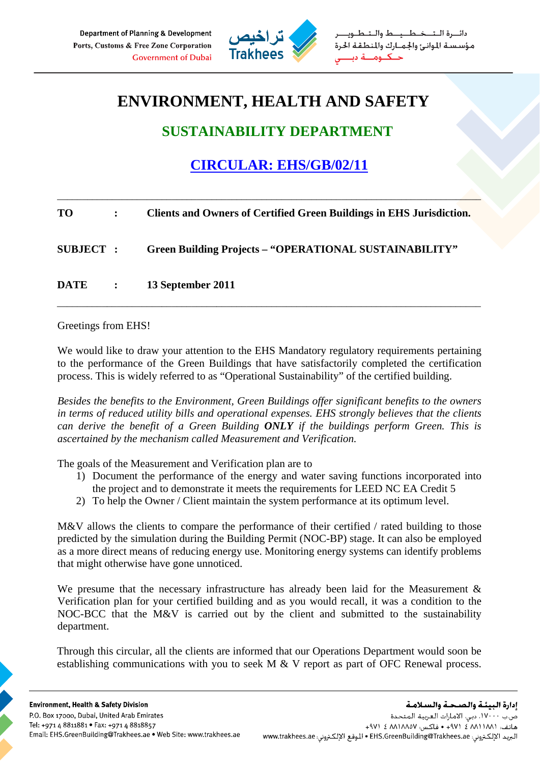# ENVIRONMENT, HEALTH AND SAFETY

## SUSTAINABILITY DEPARTMENT

## CIRCULAR: EHS/GB/02/11

---

**TO** : **Clients and Owners of Certified Green Buildings in EHS Jurisdiction.**

**SUBJECT** : **Green Building Projects – "OPERATIONAL SUSTAINABILITY"**

**DATE** : **13 September 2011**

---

Greetings from EHS!

We would like to draw your attention to the EHS Mandatory regulatory requirements pertaining to the performance of the Green Buildings that have satisfactorily completed the certification process. This is widely referred to as "Operational Sustainability" of the certified building.

*Besides the benefits to the Environment, Green Buildings offer significant benefits to the owners in terms of reduced utility bills and operational expenses. EHS strongly believes that the clients can derive the benefit of a Green Building* ***ONLY*** *if the buildings perform Green. This is ascertained by the mechanism called Measurement and Verification.*

The goals of the Measurement and Verification plan are to

1) Document the performance of the energy and water saving functions incorporated into the project and to demonstrate it meets the requirements for LEED NC EA Credit 5
2) To help the Owner / Client maintain the system performance at its optimum level.

M&V allows the clients to compare the performance of their certified / rated building to those predicted by the simulation during the Building Permit (NOC-BP) stage. It can also be employed as a more direct means of reducing energy use. Monitoring energy systems can identify problems that might otherwise have gone unnoticed.

We presume that the necessary infrastructure has already been laid for the Measurement & Verification plan for your certified building and as you would recall, it was a condition to the NOC-BCC that the M&V is carried out by the client and submitted to the sustainability department.

Through this circular, all the clients are informed that our Operations Department would soon be establishing communications with you to seek M & V report as part of OFC Renewal process.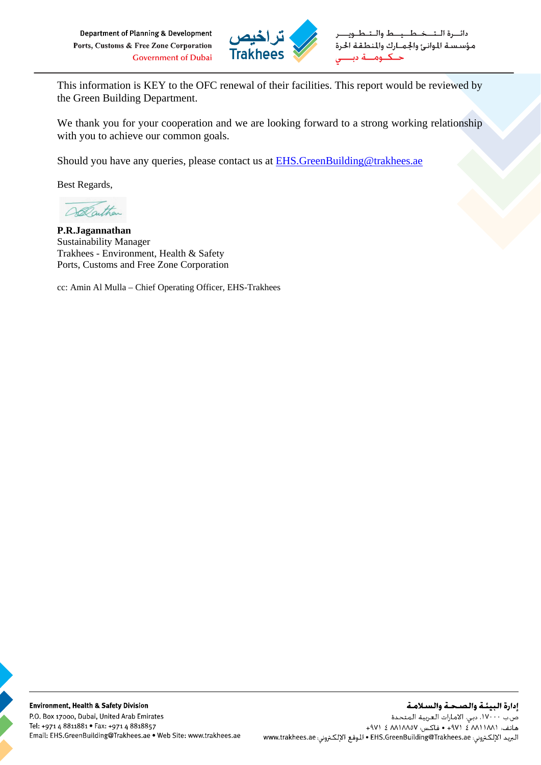This information is KEY to the OFC renewal of their facilities. This report would be reviewed by the Green Building Department.

We thank you for your cooperation and we are looking forward to a strong working relationship with you to achieve our common goals.

Should you have any queries, please contact us at EHS.GreenBuilding@trakhees.ae

Best Regards,

**P.R.Jagannathan**
Sustainability Manager
Trakhees - Environment, Health & Safety
Ports, Customs and Free Zone Corporation

cc: Amin Al Mulla – Chief Operating Officer, EHS-Trakhees